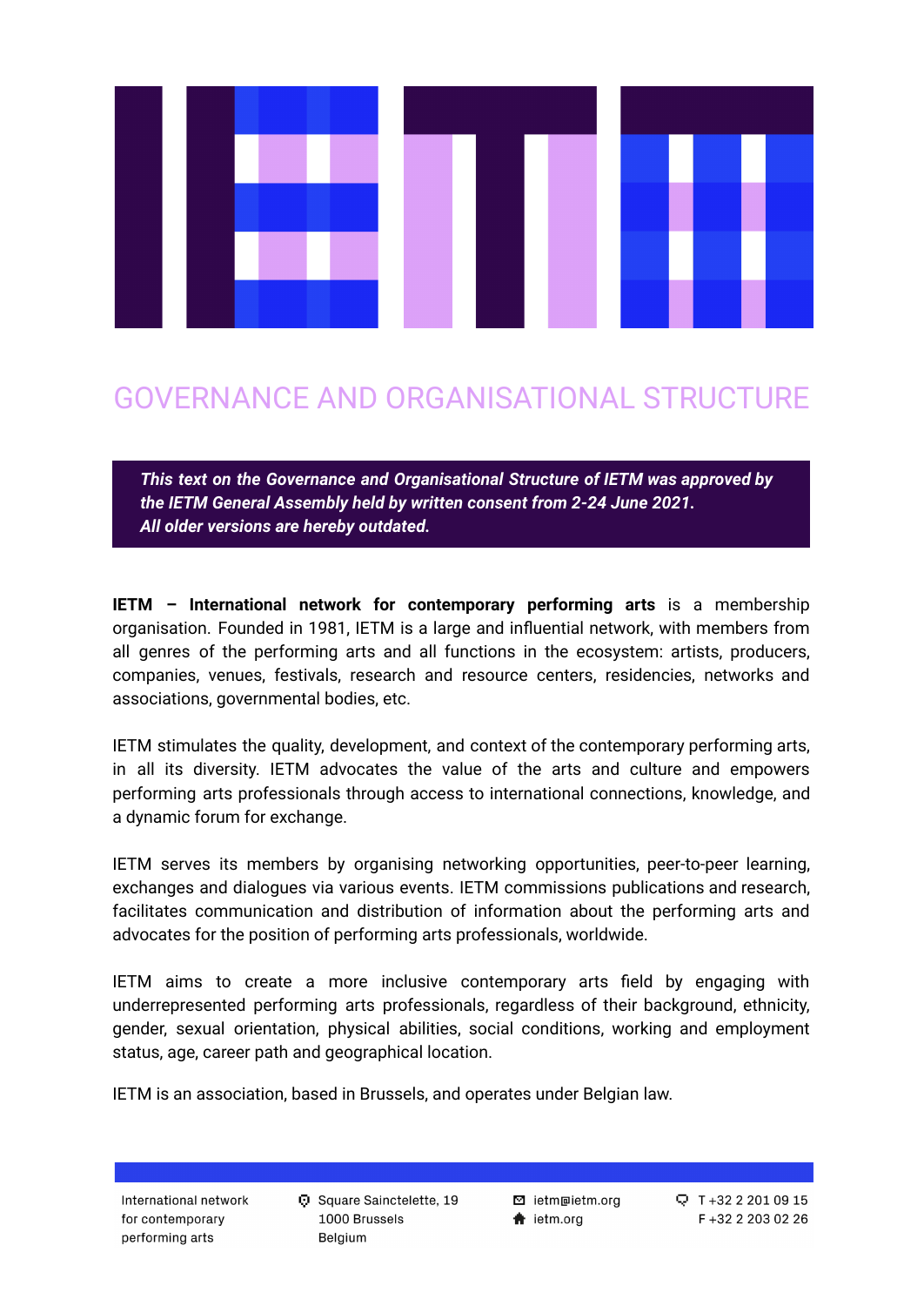# GOVERNANCE AND ORGANISATIONAL STRUCTURE

***This text on the Governance and Organisational Structure of IETM was approved by the IETM General Assembly held by written consent from 2-24 June 2021. All older versions are hereby outdated.***

**IETM – International network for contemporary performing arts** is a membership organisation. Founded in 1981, IETM is a large and influential network, with members from all genres of the performing arts and all functions in the ecosystem: artists, producers, companies, venues, festivals, research and resource centers, residencies, networks and associations, governmental bodies, etc.

IETM stimulates the quality, development, and context of the contemporary performing arts, in all its diversity. IETM advocates the value of the arts and culture and empowers performing arts professionals through access to international connections, knowledge, and a dynamic forum for exchange.

IETM serves its members by organising networking opportunities, peer-to-peer learning, exchanges and dialogues via various events. IETM commissions publications and research, facilitates communication and distribution of information about the performing arts and advocates for the position of performing arts professionals, worldwide.

IETM aims to create a more inclusive contemporary arts field by engaging with underrepresented performing arts professionals, regardless of their background, ethnicity, gender, sexual orientation, physical abilities, social conditions, working and employment status, age, career path and geographical location.

IETM is an association, based in Brussels, and operates under Belgian law.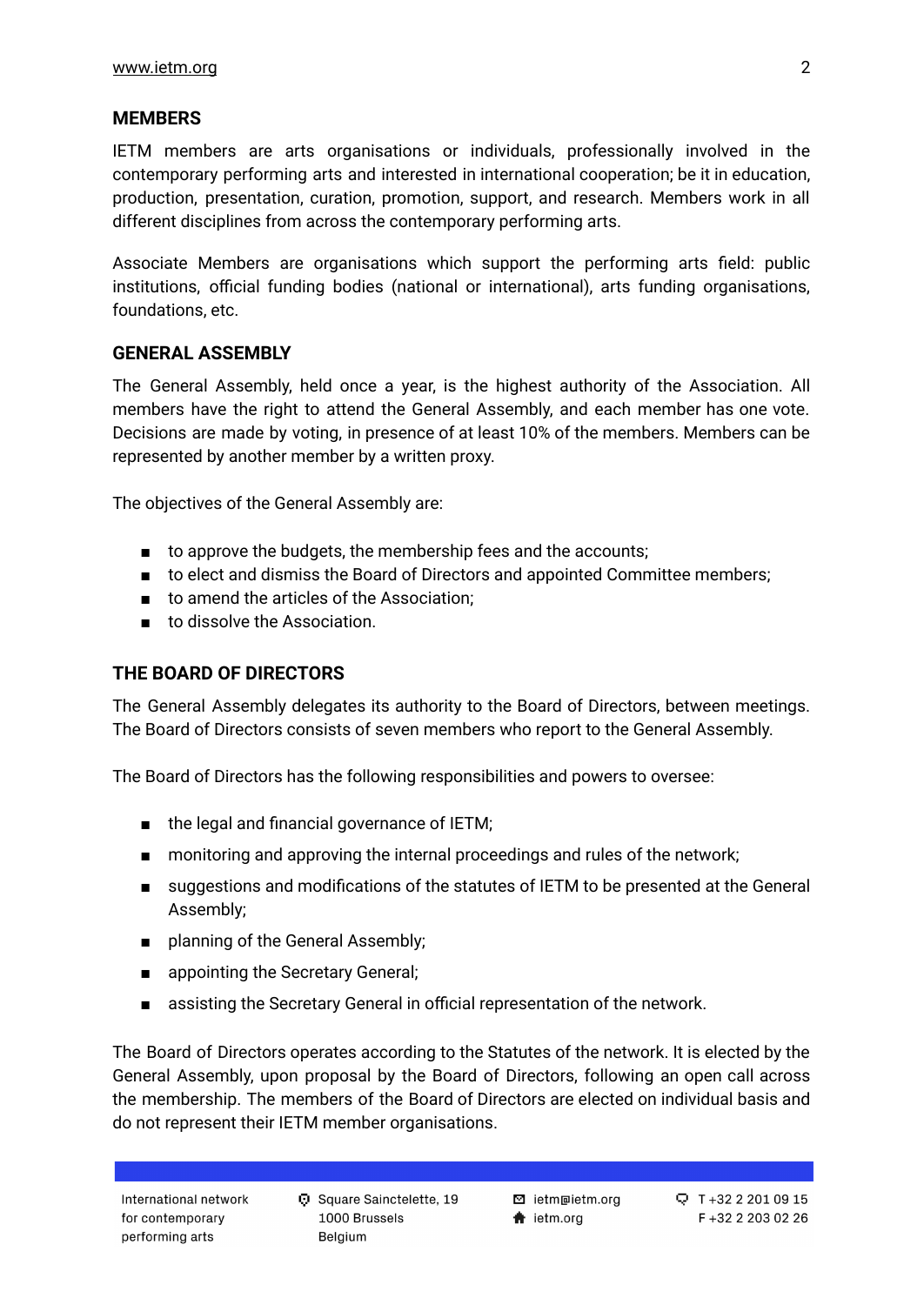## MEMBERS

IETM members are arts organisations or individuals, professionally involved in the contemporary performing arts and interested in international cooperation; be it in education, production, presentation, curation, promotion, support, and research. Members work in all different disciplines from across the contemporary performing arts.

Associate Members are organisations which support the performing arts field: public institutions, official funding bodies (national or international), arts funding organisations, foundations, etc.

## GENERAL ASSEMBLY

The General Assembly, held once a year, is the highest authority of the Association. All members have the right to attend the General Assembly, and each member has one vote. Decisions are made by voting, in presence of at least 10% of the members. Members can be represented by another member by a written proxy.

The objectives of the General Assembly are:

- to approve the budgets, the membership fees and the accounts;
- to elect and dismiss the Board of Directors and appointed Committee members;
- to amend the articles of the Association;
- to dissolve the Association.

## THE BOARD OF DIRECTORS

The General Assembly delegates its authority to the Board of Directors, between meetings. The Board of Directors consists of seven members who report to the General Assembly.

The Board of Directors has the following responsibilities and powers to oversee:

- the legal and financial governance of IETM;
- monitoring and approving the internal proceedings and rules of the network;
- suggestions and modifications of the statutes of IETM to be presented at the General Assembly;
- planning of the General Assembly;
- appointing the Secretary General;
- assisting the Secretary General in official representation of the network.

The Board of Directors operates according to the Statutes of the network. It is elected by the General Assembly, upon proposal by the Board of Directors, following an open call across the membership. The members of the Board of Directors are elected on individual basis and do not represent their IETM member organisations.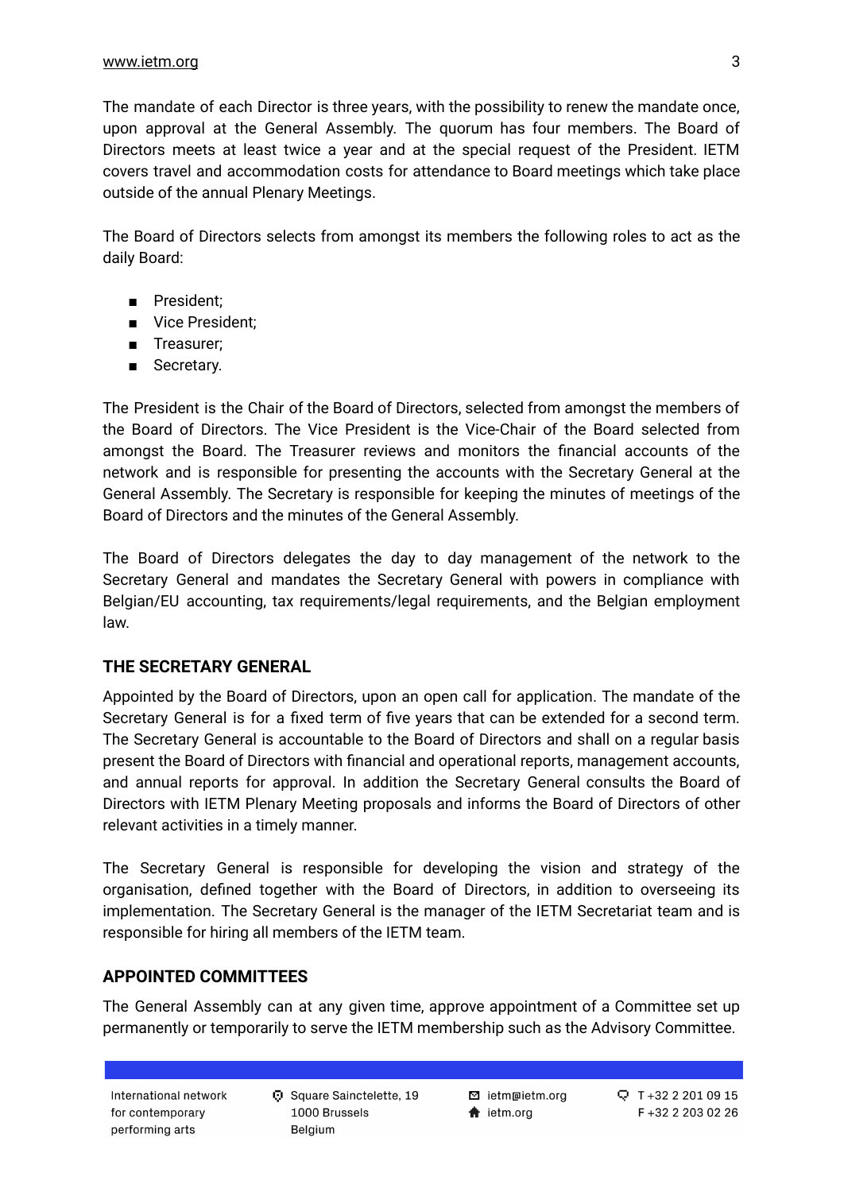The mandate of each Director is three years, with the possibility to renew the mandate once, upon approval at the General Assembly. The quorum has four members. The Board of Directors meets at least twice a year and at the special request of the President. IETM covers travel and accommodation costs for attendance to Board meetings which take place outside of the annual Plenary Meetings.

The Board of Directors selects from amongst its members the following roles to act as the daily Board:

- President;
- Vice President;
- Treasurer;
- Secretary.

The President is the Chair of the Board of Directors, selected from amongst the members of the Board of Directors. The Vice President is the Vice-Chair of the Board selected from amongst the Board. The Treasurer reviews and monitors the financial accounts of the network and is responsible for presenting the accounts with the Secretary General at the General Assembly. The Secretary is responsible for keeping the minutes of meetings of the Board of Directors and the minutes of the General Assembly.

The Board of Directors delegates the day to day management of the network to the Secretary General and mandates the Secretary General with powers in compliance with Belgian/EU accounting, tax requirements/legal requirements, and the Belgian employment law.

## THE SECRETARY GENERAL

Appointed by the Board of Directors, upon an open call for application. The mandate of the Secretary General is for a fixed term of five years that can be extended for a second term. The Secretary General is accountable to the Board of Directors and shall on a regular basis present the Board of Directors with financial and operational reports, management accounts, and annual reports for approval. In addition the Secretary General consults the Board of Directors with IETM Plenary Meeting proposals and informs the Board of Directors of other relevant activities in a timely manner.

The Secretary General is responsible for developing the vision and strategy of the organisation, defined together with the Board of Directors, in addition to overseeing its implementation. The Secretary General is the manager of the IETM Secretariat team and is responsible for hiring all members of the IETM team.

## APPOINTED COMMITTEES

The General Assembly can at any given time, approve appointment of a Committee set up permanently or temporarily to serve the IETM membership such as the Advisory Committee.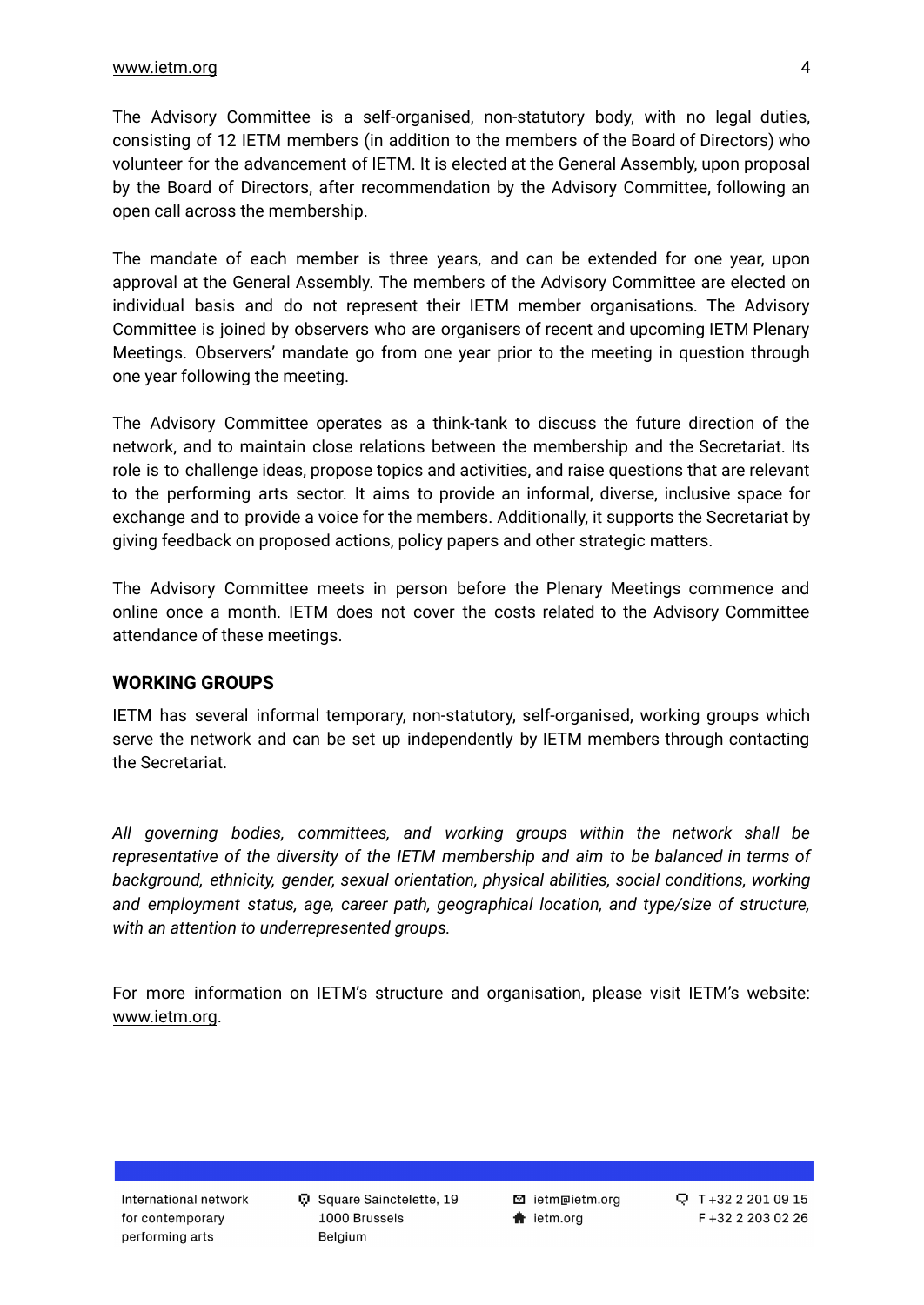The Advisory Committee is a self-organised, non-statutory body, with no legal duties, consisting of 12 IETM members (in addition to the members of the Board of Directors) who volunteer for the advancement of IETM. It is elected at the General Assembly, upon proposal by the Board of Directors, after recommendation by the Advisory Committee, following an open call across the membership.

The mandate of each member is three years, and can be extended for one year, upon approval at the General Assembly. The members of the Advisory Committee are elected on individual basis and do not represent their IETM member organisations. The Advisory Committee is joined by observers who are organisers of recent and upcoming IETM Plenary Meetings. Observers' mandate go from one year prior to the meeting in question through one year following the meeting.

The Advisory Committee operates as a think-tank to discuss the future direction of the network, and to maintain close relations between the membership and the Secretariat. Its role is to challenge ideas, propose topics and activities, and raise questions that are relevant to the performing arts sector. It aims to provide an informal, diverse, inclusive space for exchange and to provide a voice for the members. Additionally, it supports the Secretariat by giving feedback on proposed actions, policy papers and other strategic matters.

The Advisory Committee meets in person before the Plenary Meetings commence and online once a month. IETM does not cover the costs related to the Advisory Committee attendance of these meetings.

## WORKING GROUPS

IETM has several informal temporary, non-statutory, self-organised, working groups which serve the network and can be set up independently by IETM members through contacting the Secretariat.

*All governing bodies, committees, and working groups within the network shall be representative of the diversity of the IETM membership and aim to be balanced in terms of background, ethnicity, gender, sexual orientation, physical abilities, social conditions, working and employment status, age, career path, geographical location, and type/size of structure, with an attention to underrepresented groups.*

For more information on IETM's structure and organisation, please visit IETM's website: www.ietm.org.